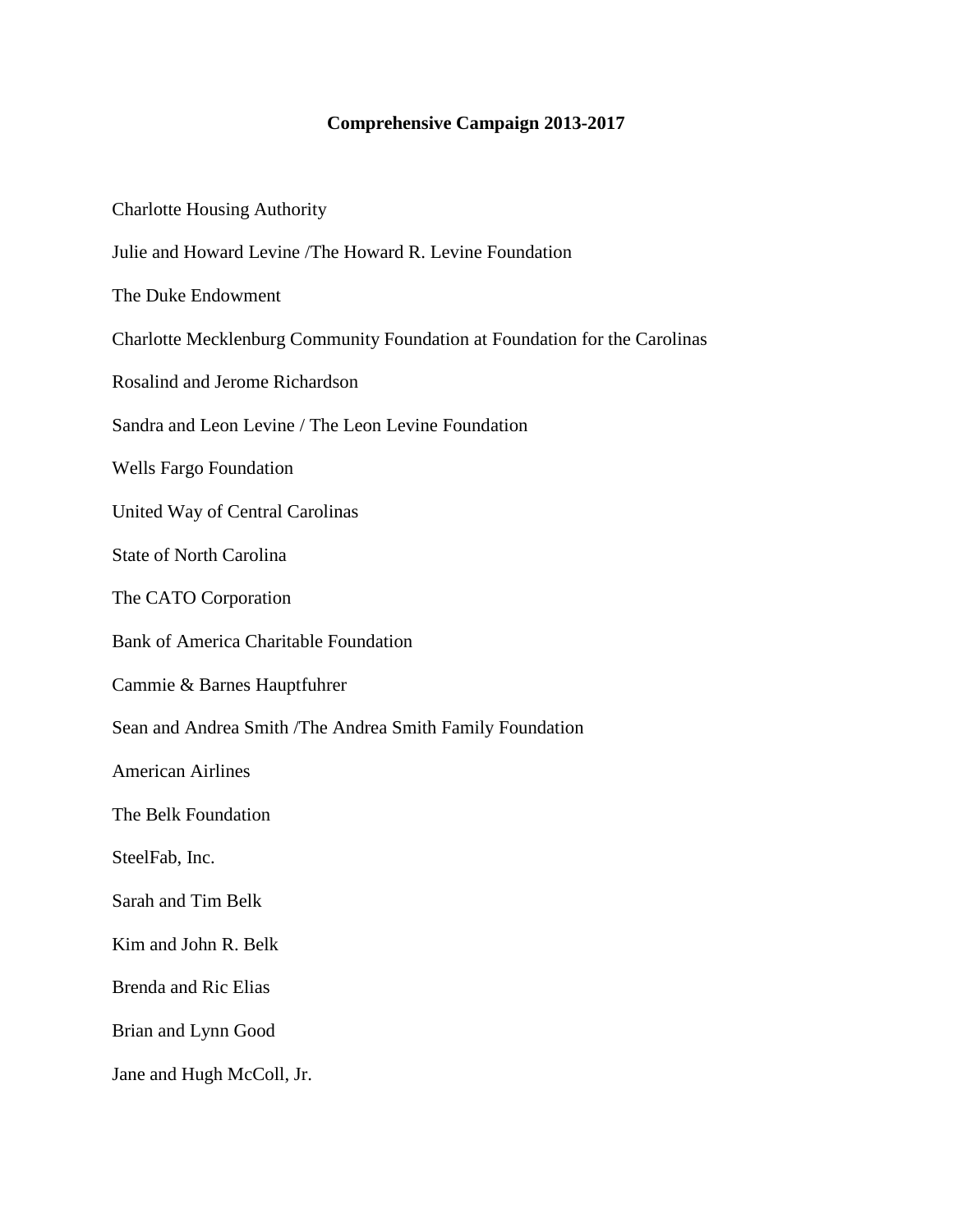# Comprehensive Campaign 2013-2017

Charlotte Housing Authority

Julie and Howard Levine /The Howard R. Levine Foundation

The Duke Endowment

Charlotte Mecklenburg Community Foundation at Foundation for the Carolinas

Rosalind and Jerome Richardson

Sandra and Leon Levine / The Leon Levine Foundation

Wells Fargo Foundation

United Way of Central Carolinas

State of North Carolina

The CATO Corporation

Bank of America Charitable Foundation

Cammie & Barnes Hauptfuhrer

Sean and Andrea Smith /The Andrea Smith Family Foundation

American Airlines

The Belk Foundation

SteelFab, Inc.

Sarah and Tim Belk

Kim and John R. Belk

Brenda and Ric Elias

Brian and Lynn Good

Jane and Hugh McColl, Jr.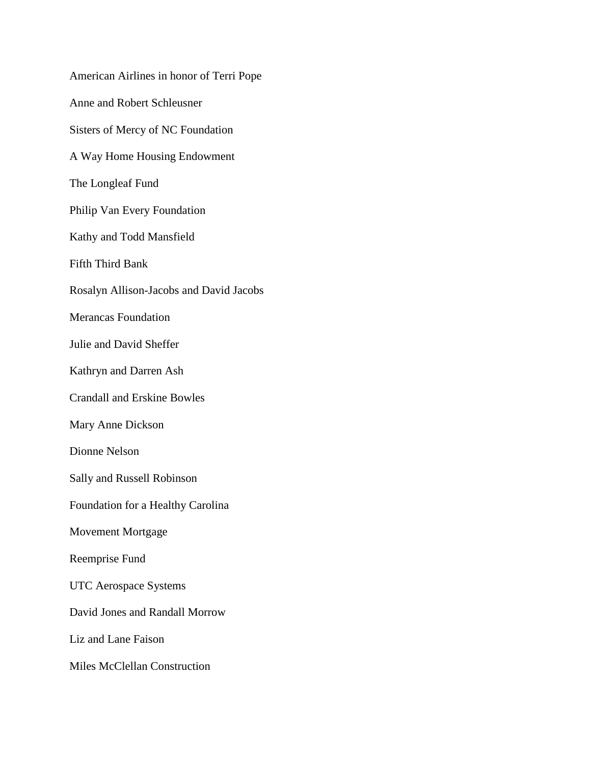American Airlines in honor of Terri Pope

Anne and Robert Schleusner

Sisters of Mercy of NC Foundation

A Way Home Housing Endowment

The Longleaf Fund

Philip Van Every Foundation

Kathy and Todd Mansfield

Fifth Third Bank

Rosalyn Allison-Jacobs and David Jacobs

Merancas Foundation

Julie and David Sheffer

Kathryn and Darren Ash

Crandall and Erskine Bowles

Mary Anne Dickson

Dionne Nelson

Sally and Russell Robinson

Foundation for a Healthy Carolina

Movement Mortgage

Reemprise Fund

UTC Aerospace Systems

David Jones and Randall Morrow

Liz and Lane Faison

Miles McClellan Construction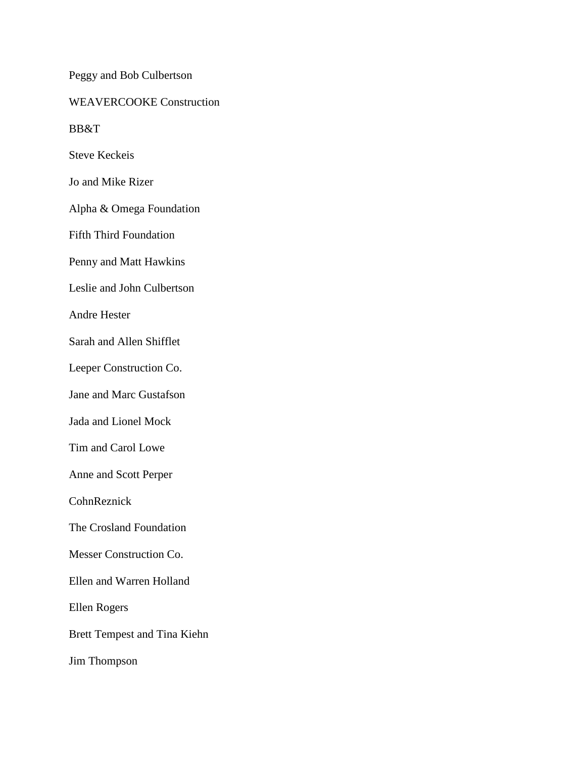Peggy and Bob Culbertson

WEAVERCOOKE Construction

BB&T

Steve Keckeis

Jo and Mike Rizer

Alpha & Omega Foundation

Fifth Third Foundation

Penny and Matt Hawkins

Leslie and John Culbertson

Andre Hester

Sarah and Allen Shifflet

Leeper Construction Co.

Jane and Marc Gustafson

Jada and Lionel Mock

Tim and Carol Lowe

Anne and Scott Perper

CohnReznick

The Crosland Foundation

Messer Construction Co.

Ellen and Warren Holland

Ellen Rogers

Brett Tempest and Tina Kiehn

Jim Thompson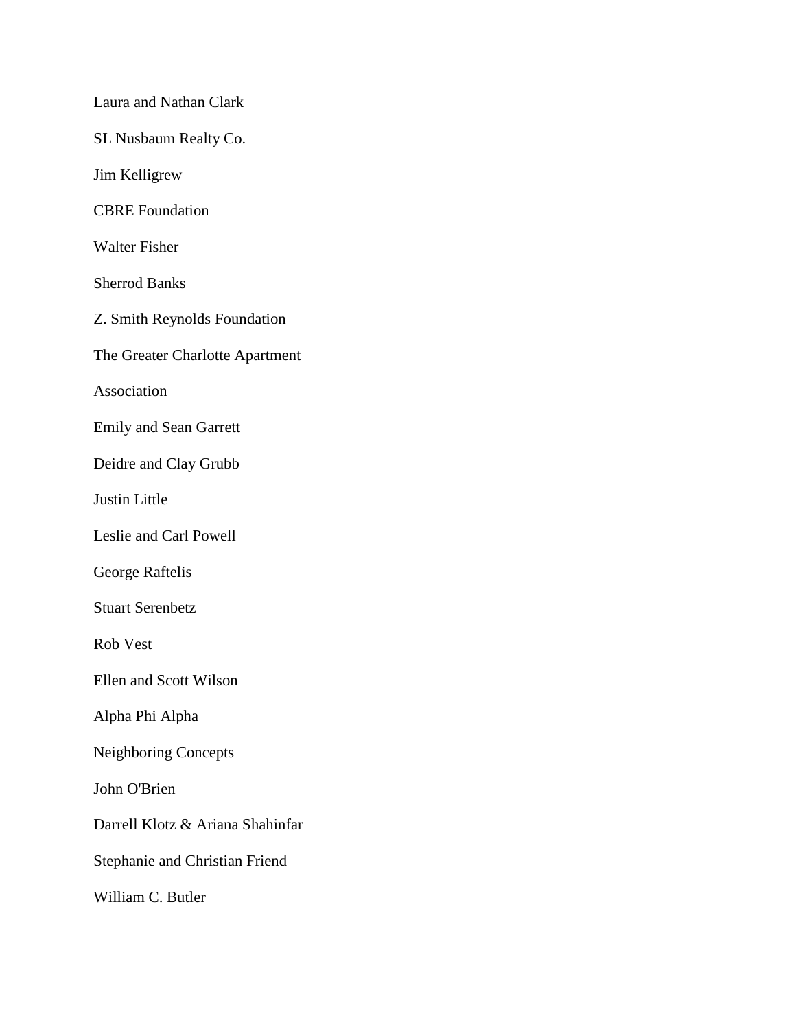Laura and Nathan Clark

SL Nusbaum Realty Co.

Jim Kelligrew

CBRE Foundation

Walter Fisher

Sherrod Banks

Z. Smith Reynolds Foundation

The Greater Charlotte Apartment

Association

Emily and Sean Garrett

Deidre and Clay Grubb

Justin Little

Leslie and Carl Powell

George Raftelis

Stuart Serenbetz

Rob Vest

Ellen and Scott Wilson

Alpha Phi Alpha

Neighboring Concepts

John O'Brien

Darrell Klotz & Ariana Shahinfar

Stephanie and Christian Friend

William C. Butler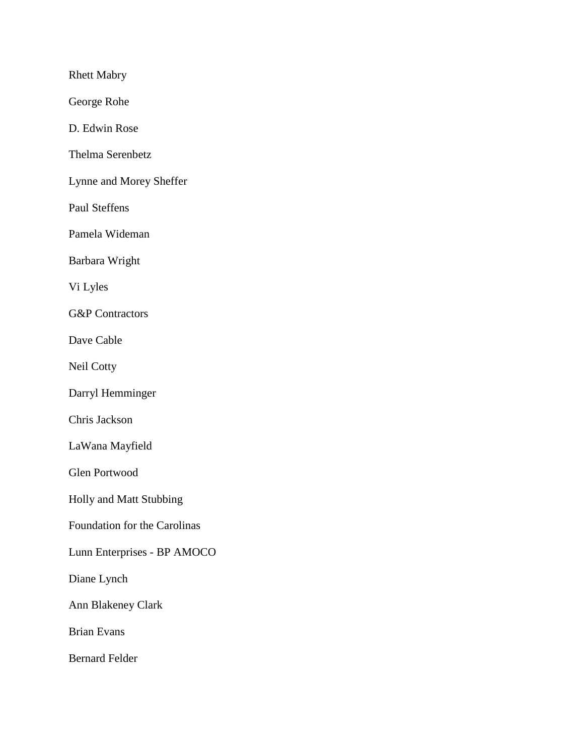Rhett Mabry

George Rohe

D. Edwin Rose

Thelma Serenbetz

Lynne and Morey Sheffer

Paul Steffens

Pamela Wideman

Barbara Wright

Vi Lyles

G&P Contractors

Dave Cable

Neil Cotty

Darryl Hemminger

Chris Jackson

LaWana Mayfield

Glen Portwood

Holly and Matt Stubbing

Foundation for the Carolinas

Lunn Enterprises - BP AMOCO

Diane Lynch

Ann Blakeney Clark

Brian Evans

Bernard Felder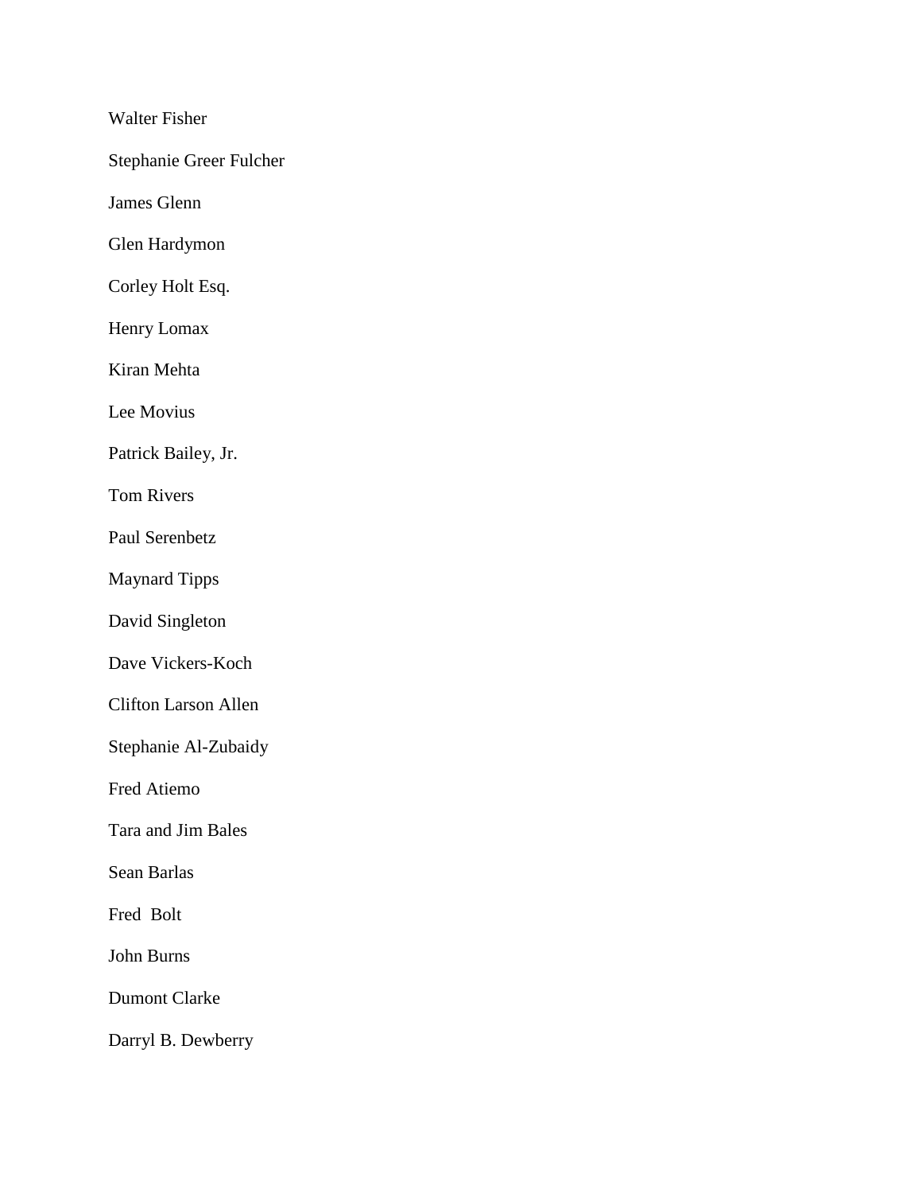Walter Fisher

Stephanie Greer Fulcher

James Glenn

Glen Hardymon

Corley Holt Esq.

Henry Lomax

Kiran Mehta

Lee Movius

Patrick Bailey, Jr.

Tom Rivers

Paul Serenbetz

Maynard Tipps

David Singleton

Dave Vickers-Koch

Clifton Larson Allen

Stephanie Al-Zubaidy

Fred Atiemo

Tara and Jim Bales

Sean Barlas

Fred  Bolt

John Burns

Dumont Clarke

Darryl B. Dewberry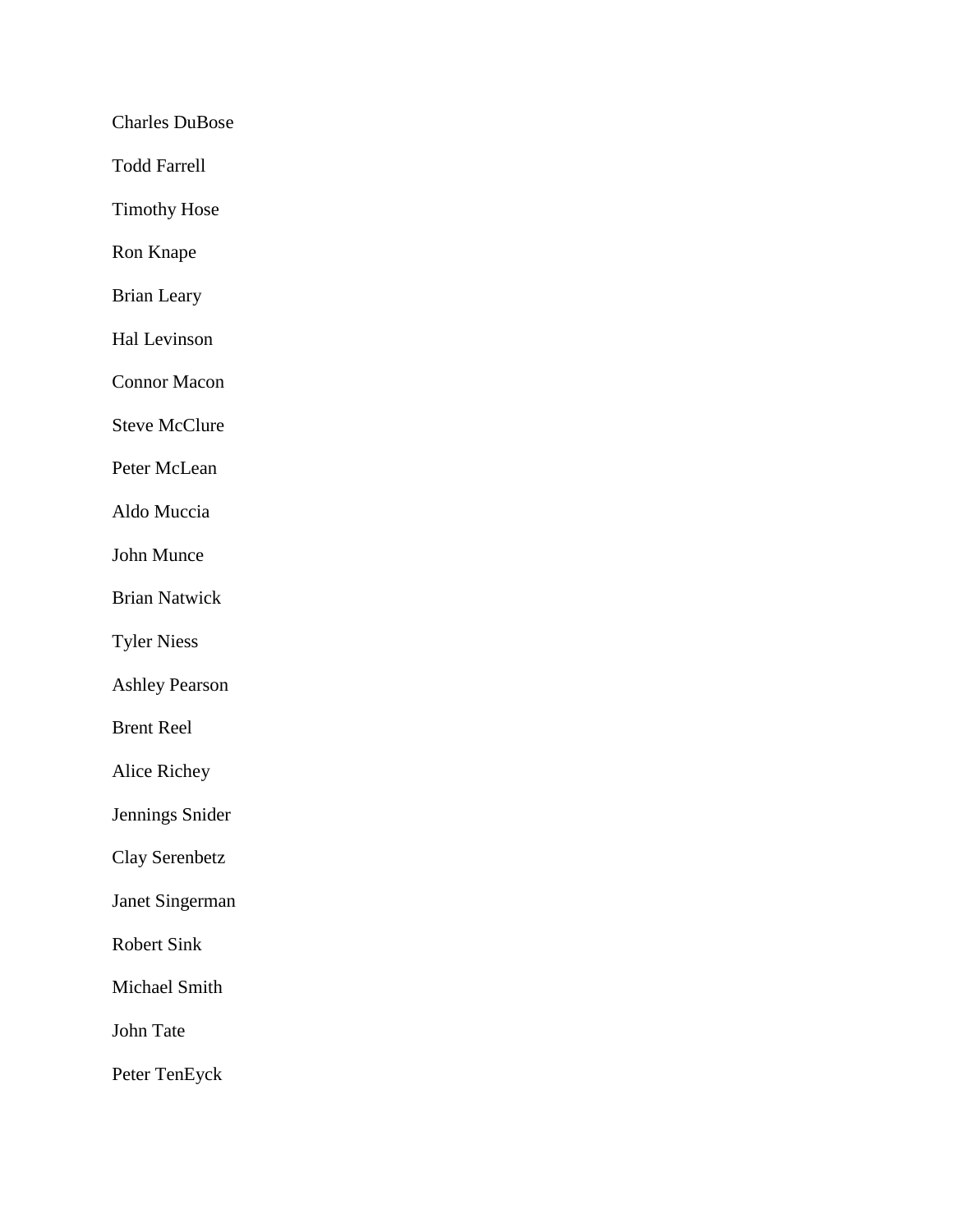Charles DuBose

Todd Farrell

Timothy Hose

Ron Knape

Brian Leary

Hal Levinson

Connor Macon

Steve McClure

Peter McLean

Aldo Muccia

John Munce

Brian Natwick

Tyler Niess

Ashley Pearson

Brent Reel

Alice Richey

Jennings Snider

Clay Serenbetz

Janet Singerman

Robert Sink

Michael Smith

John Tate

Peter TenEyck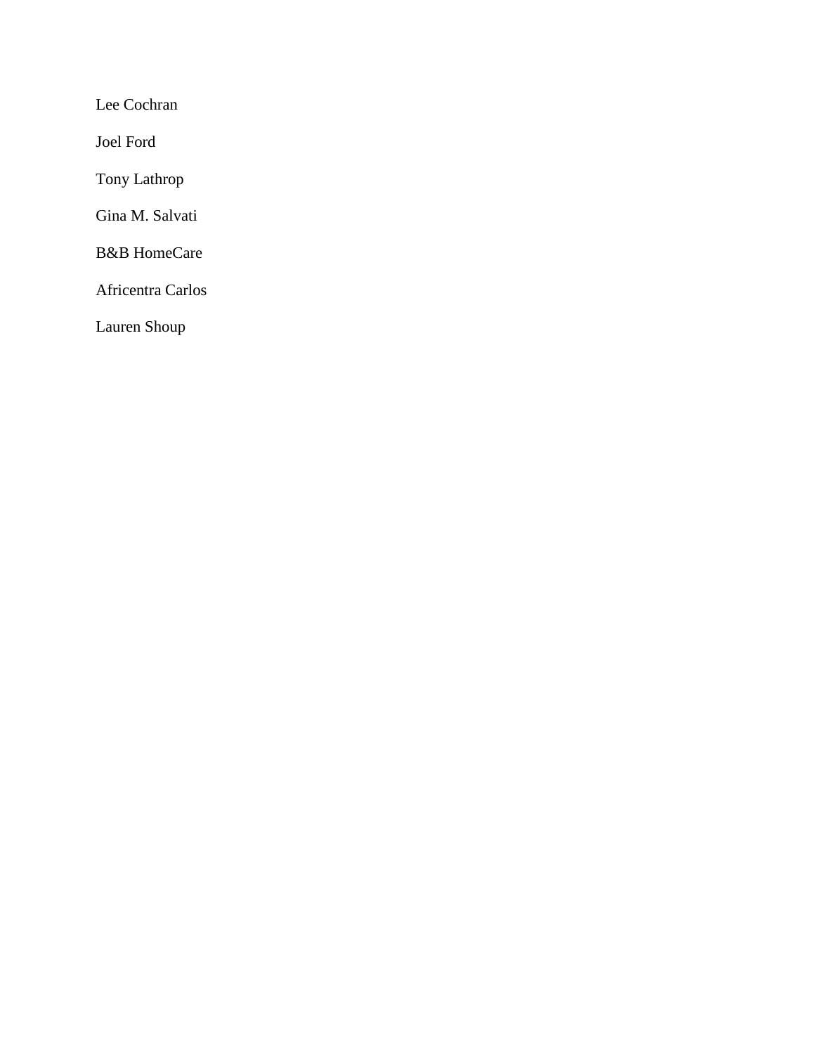Lee Cochran

Joel Ford

Tony Lathrop

Gina M. Salvati

B&B HomeCare

Africentra Carlos

Lauren Shoup